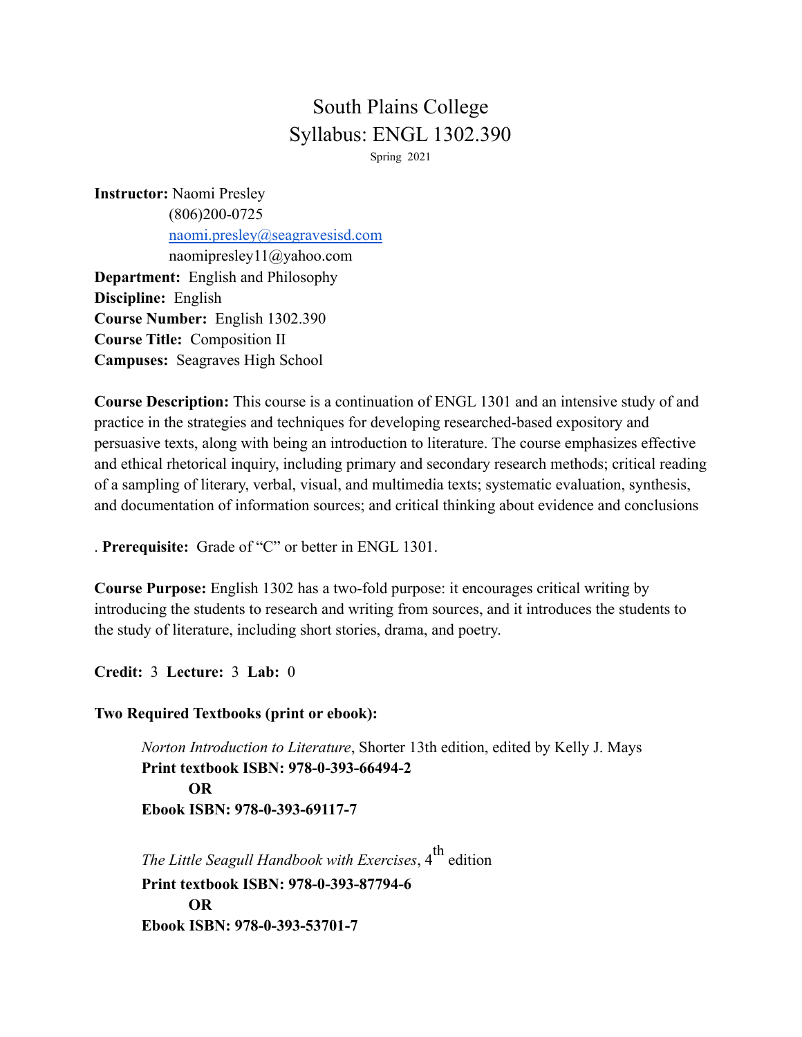# South Plains College
## Syllabus: ENGL 1302.390

Spring 2021

**Instructor:** Naomi Presley
(806)200-0725
naomi.presley@seagravesisd.com
naomipresley11@yahoo.com

**Department:** English and Philosophy
**Discipline:** English
**Course Number:** English 1302.390
**Course Title:** Composition II
**Campuses:** Seagraves High School

**Course Description:** This course is a continuation of ENGL 1301 and an intensive study of and practice in the strategies and techniques for developing researched-based expository and persuasive texts, along with being an introduction to literature. The course emphasizes effective and ethical rhetorical inquiry, including primary and secondary research methods; critical reading of a sampling of literary, verbal, visual, and multimedia texts; systematic evaluation, synthesis, and documentation of information sources; and critical thinking about evidence and conclusions

. **Prerequisite:** Grade of "C" or better in ENGL 1301.

**Course Purpose:** English 1302 has a two-fold purpose: it encourages critical writing by introducing the students to research and writing from sources, and it introduces the students to the study of literature, including short stories, drama, and poetry.

**Credit:** 3 **Lecture:** 3 **Lab:** 0

**Two Required Textbooks (print or ebook):**

*Norton Introduction to Literature*, Shorter 13th edition, edited by Kelly J. Mays
**Print textbook ISBN: 978-0-393-66494-2**
**OR**
**Ebook ISBN: 978-0-393-69117-7**

*The Little Seagull Handbook with Exercises*, 4th edition
**Print textbook ISBN: 978-0-393-87794-6**
**OR**
**Ebook ISBN: 978-0-393-53701-7**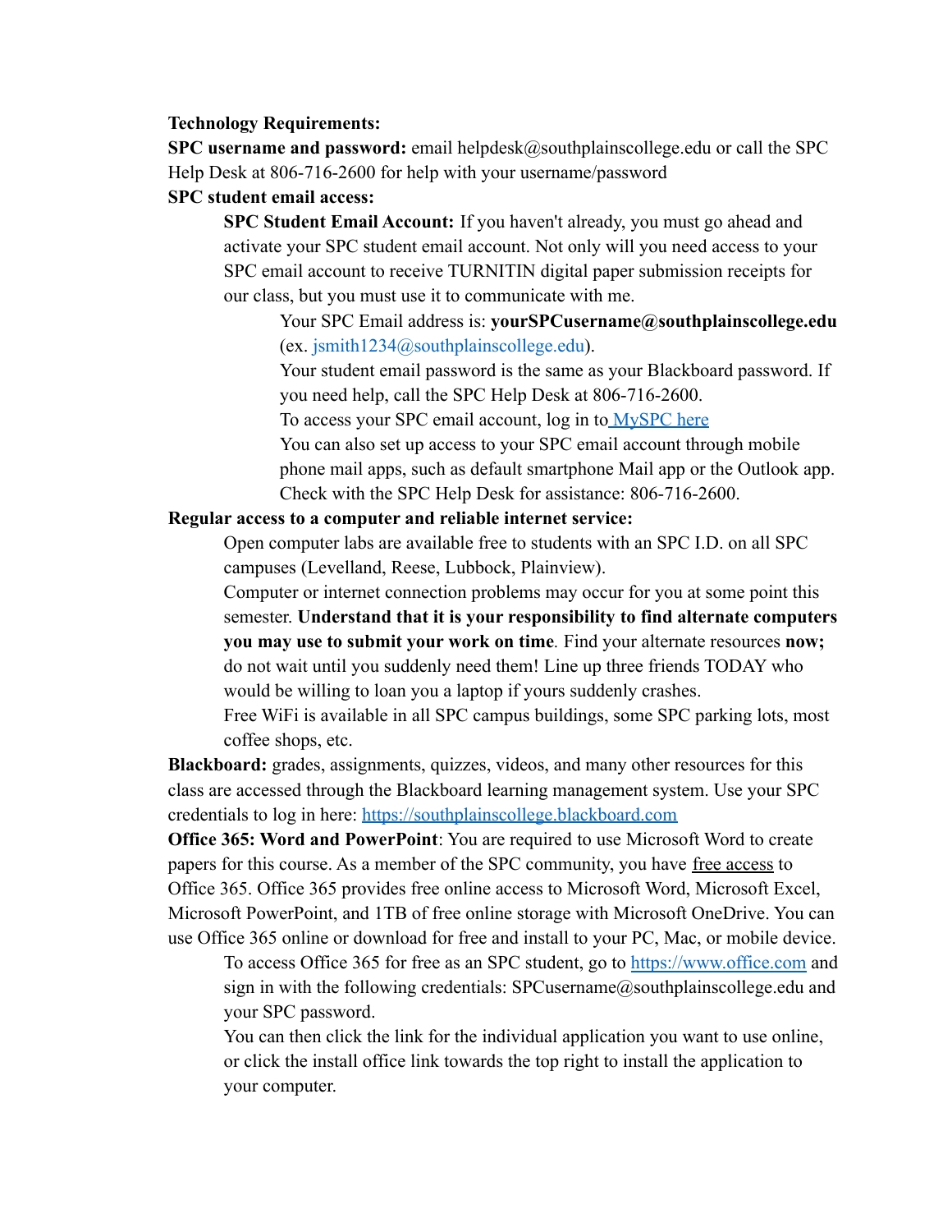**Technology Requirements:**

**SPC username and password:** email helpdesk@southplainscollege.edu or call the SPC Help Desk at 806-716-2600 for help with your username/password

**SPC student email access:**

**SPC Student Email Account:** If you haven't already, you must go ahead and activate your SPC student email account. Not only will you need access to your SPC email account to receive TURNITIN digital paper submission receipts for our class, but you must use it to communicate with me.

Your SPC Email address is: **yourSPCusername@southplainscollege.edu** (ex. jsmith1234@southplainscollege.edu).

Your student email password is the same as your Blackboard password. If you need help, call the SPC Help Desk at 806-716-2600.

To access your SPC email account, log in to [MySPC here]()

You can also set up access to your SPC email account through mobile phone mail apps, such as default smartphone Mail app or the Outlook app. Check with the SPC Help Desk for assistance: 806-716-2600.

**Regular access to a computer and reliable internet service:**

Open computer labs are available free to students with an SPC I.D. on all SPC campuses (Levelland, Reese, Lubbock, Plainview).

Computer or internet connection problems may occur for you at some point this semester. **Understand that it is your responsibility to find alternate computers you may use to submit your work on time**. Find your alternate resources **now;** do not wait until you suddenly need them! Line up three friends TODAY who would be willing to loan you a laptop if yours suddenly crashes.

Free WiFi is available in all SPC campus buildings, some SPC parking lots, most coffee shops, etc.

**Blackboard:** grades, assignments, quizzes, videos, and many other resources for this class are accessed through the Blackboard learning management system. Use your SPC credentials to log in here: https://southplainscollege.blackboard.com

**Office 365: Word and PowerPoint**: You are required to use Microsoft Word to create papers for this course. As a member of the SPC community, you have free access to Office 365. Office 365 provides free online access to Microsoft Word, Microsoft Excel, Microsoft PowerPoint, and 1TB of free online storage with Microsoft OneDrive. You can use Office 365 online or download for free and install to your PC, Mac, or mobile device.

To access Office 365 for free as an SPC student, go to https://www.office.com and sign in with the following credentials: SPCusername@southplainscollege.edu and your SPC password.

You can then click the link for the individual application you want to use online, or click the install office link towards the top right to install the application to your computer.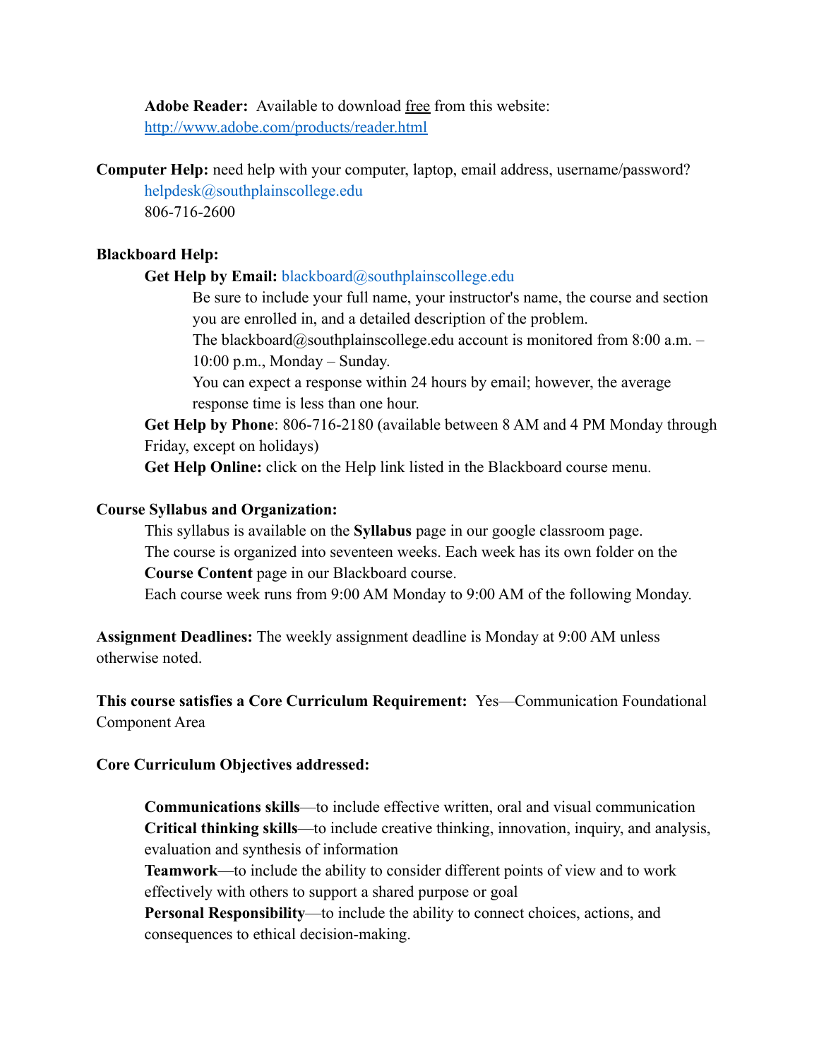**Adobe Reader:** Available to download free from this website: http://www.adobe.com/products/reader.html

**Computer Help:** need help with your computer, laptop, email address, username/password?
helpdesk@southplainscollege.edu
806-716-2600

**Blackboard Help:**

**Get Help by Email:** blackboard@southplainscollege.edu

Be sure to include your full name, your instructor's name, the course and section you are enrolled in, and a detailed description of the problem.
The blackboard@southplainscollege.edu account is monitored from 8:00 a.m. – 10:00 p.m., Monday – Sunday.
You can expect a response within 24 hours by email; however, the average response time is less than one hour.

**Get Help by Phone**: 806-716-2180 (available between 8 AM and 4 PM Monday through Friday, except on holidays)
**Get Help Online:** click on the Help link listed in the Blackboard course menu.

**Course Syllabus and Organization:**

This syllabus is available on the **Syllabus** page in our google classroom page.
The course is organized into seventeen weeks. Each week has its own folder on the **Course Content** page in our Blackboard course.
Each course week runs from 9:00 AM Monday to 9:00 AM of the following Monday.

**Assignment Deadlines:** The weekly assignment deadline is Monday at 9:00 AM unless otherwise noted.

**This course satisfies a Core Curriculum Requirement:** Yes—Communication Foundational Component Area

**Core Curriculum Objectives addressed:**

**Communications skills**—to include effective written, oral and visual communication
**Critical thinking skills**—to include creative thinking, innovation, inquiry, and analysis, evaluation and synthesis of information
**Teamwork**—to include the ability to consider different points of view and to work effectively with others to support a shared purpose or goal
**Personal Responsibility**—to include the ability to connect choices, actions, and consequences to ethical decision-making.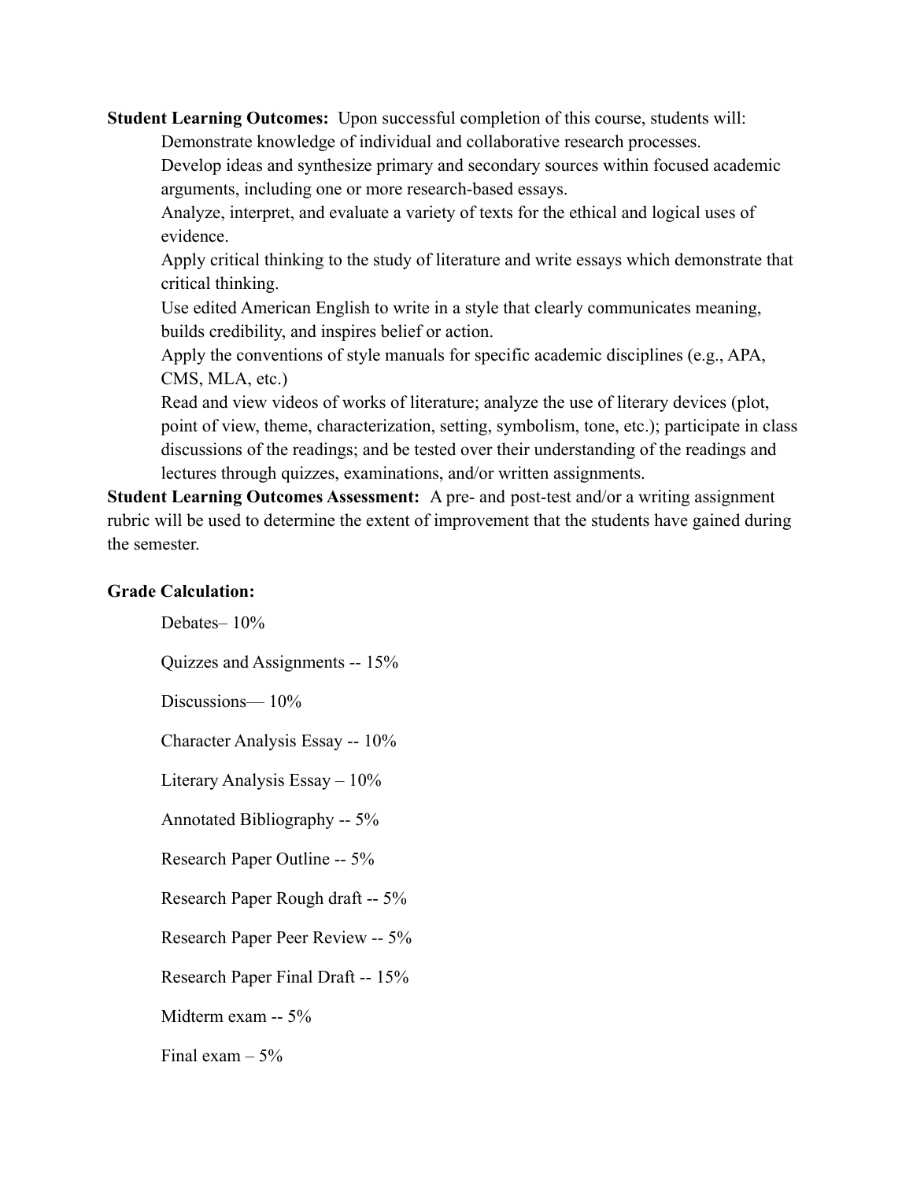**Student Learning Outcomes:** Upon successful completion of this course, students will:

Demonstrate knowledge of individual and collaborative research processes.

Develop ideas and synthesize primary and secondary sources within focused academic arguments, including one or more research-based essays.

Analyze, interpret, and evaluate a variety of texts for the ethical and logical uses of evidence.

Apply critical thinking to the study of literature and write essays which demonstrate that critical thinking.

Use edited American English to write in a style that clearly communicates meaning, builds credibility, and inspires belief or action.

Apply the conventions of style manuals for specific academic disciplines (e.g., APA, CMS, MLA, etc.)

Read and view videos of works of literature; analyze the use of literary devices (plot, point of view, theme, characterization, setting, symbolism, tone, etc.); participate in class discussions of the readings; and be tested over their understanding of the readings and lectures through quizzes, examinations, and/or written assignments.

**Student Learning Outcomes Assessment:** A pre- and post-test and/or a writing assignment rubric will be used to determine the extent of improvement that the students have gained during the semester.

**Grade Calculation:**

Debates– 10%

Quizzes and Assignments -- 15%

Discussions— 10%

Character Analysis Essay -- 10%

Literary Analysis Essay – 10%

Annotated Bibliography -- 5%

Research Paper Outline -- 5%

Research Paper Rough draft -- 5%

Research Paper Peer Review -- 5%

Research Paper Final Draft -- 15%

Midterm exam -- 5%

Final exam – 5%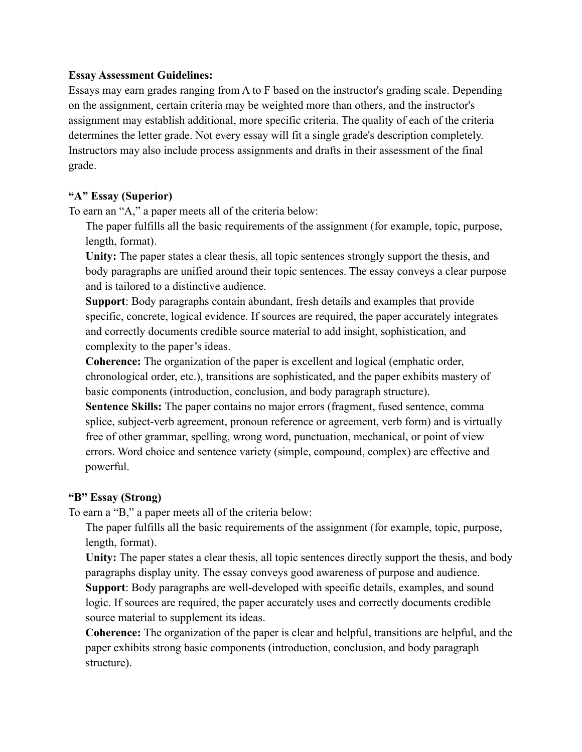**Essay Assessment Guidelines:**

Essays may earn grades ranging from A to F based on the instructor's grading scale. Depending on the assignment, certain criteria may be weighted more than others, and the instructor's assignment may establish additional, more specific criteria. The quality of each of the criteria determines the letter grade. Not every essay will fit a single grade's description completely. Instructors may also include process assignments and drafts in their assessment of the final grade.

**"A" Essay (Superior)**

To earn an "A," a paper meets all of the criteria below:

The paper fulfills all the basic requirements of the assignment (for example, topic, purpose, length, format).

**Unity:** The paper states a clear thesis, all topic sentences strongly support the thesis, and body paragraphs are unified around their topic sentences. The essay conveys a clear purpose and is tailored to a distinctive audience.

**Support**: Body paragraphs contain abundant, fresh details and examples that provide specific, concrete, logical evidence. If sources are required, the paper accurately integrates and correctly documents credible source material to add insight, sophistication, and complexity to the paper's ideas.

**Coherence:** The organization of the paper is excellent and logical (emphatic order, chronological order, etc.), transitions are sophisticated, and the paper exhibits mastery of basic components (introduction, conclusion, and body paragraph structure).

**Sentence Skills:** The paper contains no major errors (fragment, fused sentence, comma splice, subject-verb agreement, pronoun reference or agreement, verb form) and is virtually free of other grammar, spelling, wrong word, punctuation, mechanical, or point of view errors. Word choice and sentence variety (simple, compound, complex) are effective and powerful.

**"B" Essay (Strong)**

To earn a "B," a paper meets all of the criteria below:

The paper fulfills all the basic requirements of the assignment (for example, topic, purpose, length, format).

**Unity:** The paper states a clear thesis, all topic sentences directly support the thesis, and body paragraphs display unity. The essay conveys good awareness of purpose and audience.

**Support**: Body paragraphs are well-developed with specific details, examples, and sound logic. If sources are required, the paper accurately uses and correctly documents credible source material to supplement its ideas.

**Coherence:** The organization of the paper is clear and helpful, transitions are helpful, and the paper exhibits strong basic components (introduction, conclusion, and body paragraph structure).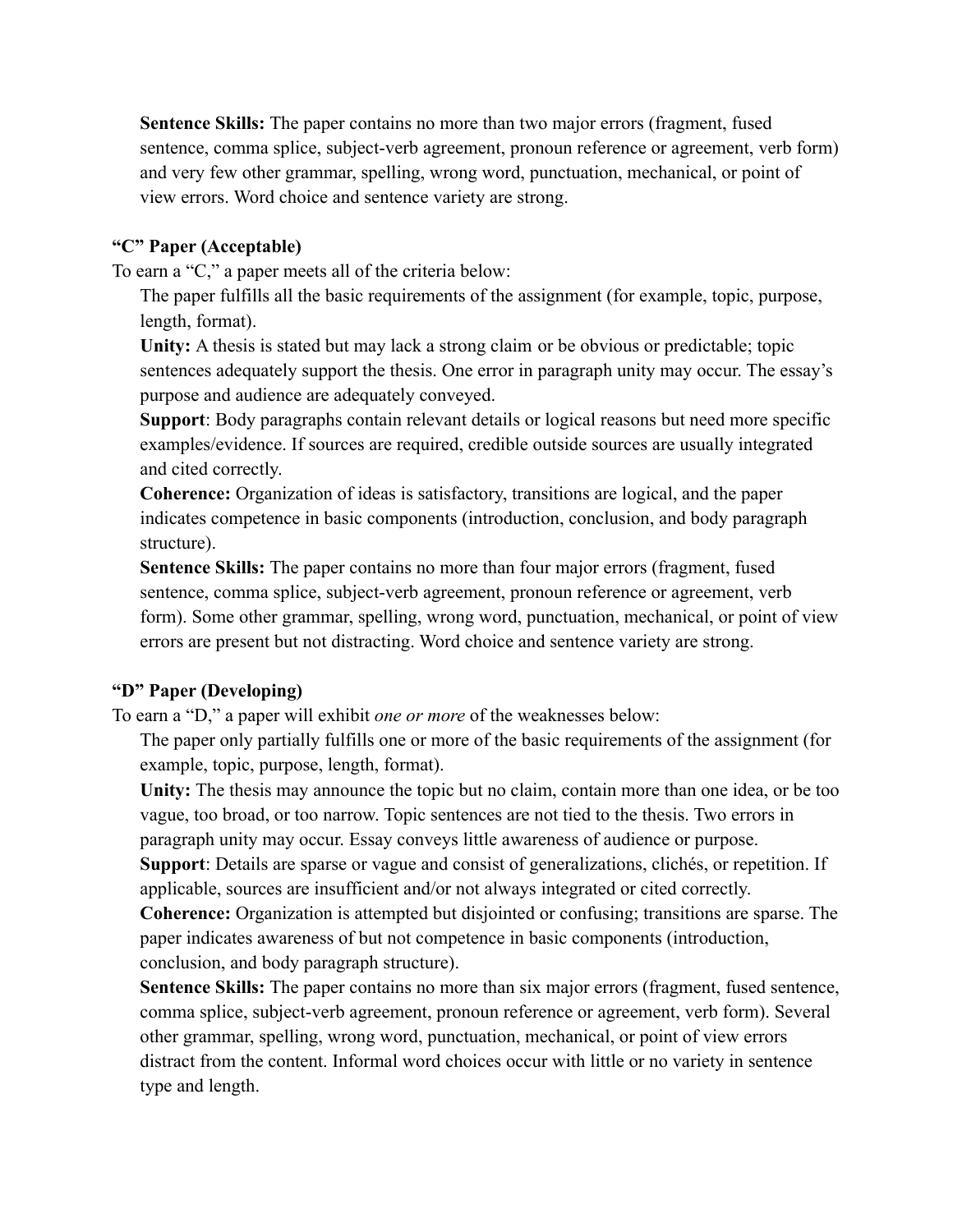**Sentence Skills:** The paper contains no more than two major errors (fragment, fused sentence, comma splice, subject-verb agreement, pronoun reference or agreement, verb form) and very few other grammar, spelling, wrong word, punctuation, mechanical, or point of view errors. Word choice and sentence variety are strong.

### "C" Paper (Acceptable)

To earn a "C," a paper meets all of the criteria below:

The paper fulfills all the basic requirements of the assignment (for example, topic, purpose, length, format).

**Unity:** A thesis is stated but may lack a strong claim or be obvious or predictable; topic sentences adequately support the thesis. One error in paragraph unity may occur. The essay's purpose and audience are adequately conveyed.

**Support**: Body paragraphs contain relevant details or logical reasons but need more specific examples/evidence. If sources are required, credible outside sources are usually integrated and cited correctly.

**Coherence:** Organization of ideas is satisfactory, transitions are logical, and the paper indicates competence in basic components (introduction, conclusion, and body paragraph structure).

**Sentence Skills:** The paper contains no more than four major errors (fragment, fused sentence, comma splice, subject-verb agreement, pronoun reference or agreement, verb form). Some other grammar, spelling, wrong word, punctuation, mechanical, or point of view errors are present but not distracting. Word choice and sentence variety are strong.

### "D" Paper (Developing)

To earn a "D," a paper will exhibit *one or more* of the weaknesses below:

The paper only partially fulfills one or more of the basic requirements of the assignment (for example, topic, purpose, length, format).

**Unity:** The thesis may announce the topic but no claim, contain more than one idea, or be too vague, too broad, or too narrow. Topic sentences are not tied to the thesis. Two errors in paragraph unity may occur. Essay conveys little awareness of audience or purpose.

**Support**: Details are sparse or vague and consist of generalizations, clichés, or repetition. If applicable, sources are insufficient and/or not always integrated or cited correctly.

**Coherence:** Organization is attempted but disjointed or confusing; transitions are sparse. The paper indicates awareness of but not competence in basic components (introduction, conclusion, and body paragraph structure).

**Sentence Skills:** The paper contains no more than six major errors (fragment, fused sentence, comma splice, subject-verb agreement, pronoun reference or agreement, verb form). Several other grammar, spelling, wrong word, punctuation, mechanical, or point of view errors distract from the content. Informal word choices occur with little or no variety in sentence type and length.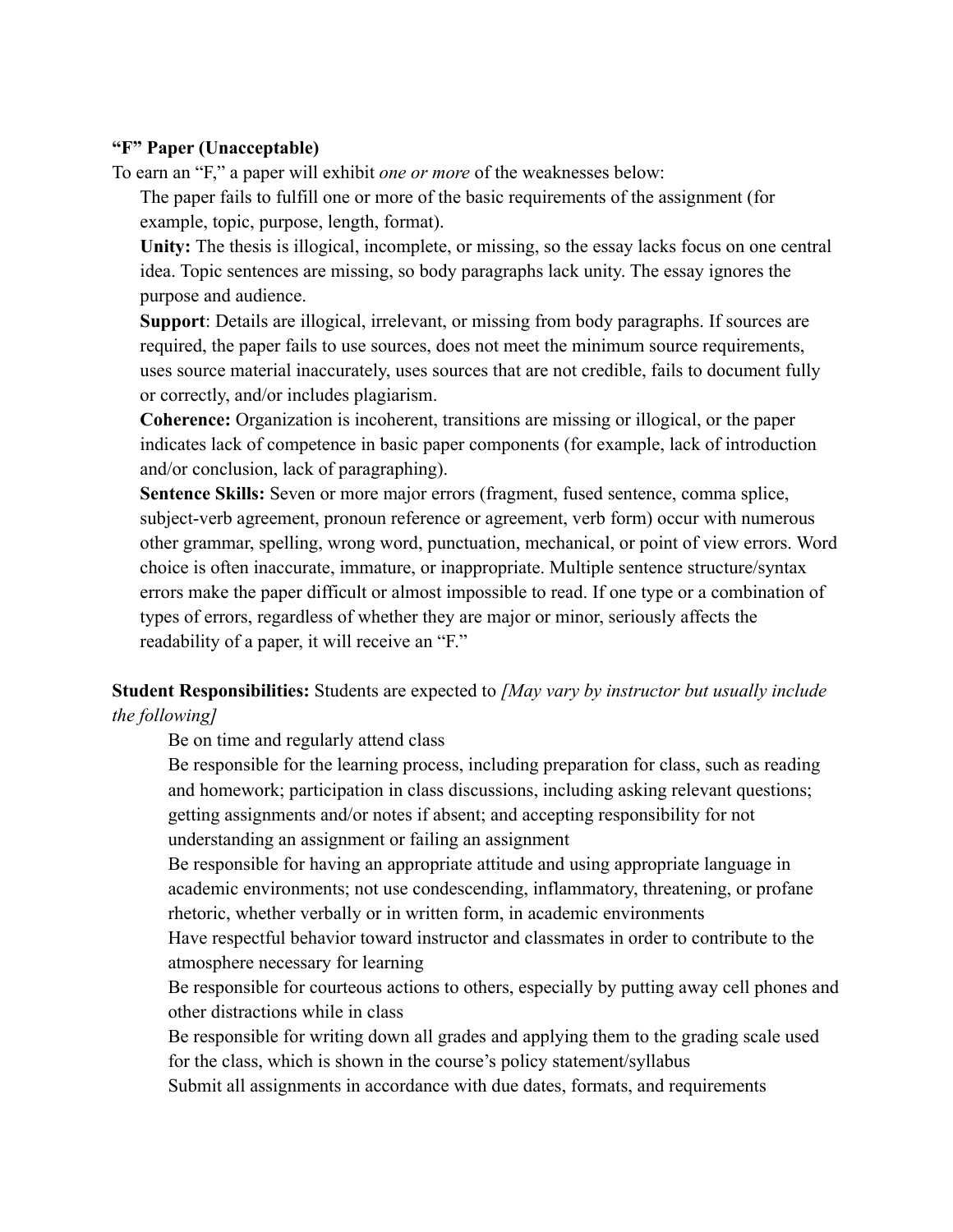**"F" Paper (Unacceptable)**

To earn an "F," a paper will exhibit *one or more* of the weaknesses below:

The paper fails to fulfill one or more of the basic requirements of the assignment (for example, topic, purpose, length, format).

**Unity:** The thesis is illogical, incomplete, or missing, so the essay lacks focus on one central idea. Topic sentences are missing, so body paragraphs lack unity. The essay ignores the purpose and audience.

**Support**: Details are illogical, irrelevant, or missing from body paragraphs. If sources are required, the paper fails to use sources, does not meet the minimum source requirements, uses source material inaccurately, uses sources that are not credible, fails to document fully or correctly, and/or includes plagiarism.

**Coherence:** Organization is incoherent, transitions are missing or illogical, or the paper indicates lack of competence in basic paper components (for example, lack of introduction and/or conclusion, lack of paragraphing).

**Sentence Skills:** Seven or more major errors (fragment, fused sentence, comma splice, subject-verb agreement, pronoun reference or agreement, verb form) occur with numerous other grammar, spelling, wrong word, punctuation, mechanical, or point of view errors. Word choice is often inaccurate, immature, or inappropriate. Multiple sentence structure/syntax errors make the paper difficult or almost impossible to read. If one type or a combination of types of errors, regardless of whether they are major or minor, seriously affects the readability of a paper, it will receive an "F."

**Student Responsibilities:** Students are expected to *[May vary by instructor but usually include the following]*

- Be on time and regularly attend class
- Be responsible for the learning process, including preparation for class, such as reading and homework; participation in class discussions, including asking relevant questions; getting assignments and/or notes if absent; and accepting responsibility for not understanding an assignment or failing an assignment
- Be responsible for having an appropriate attitude and using appropriate language in academic environments; not use condescending, inflammatory, threatening, or profane rhetoric, whether verbally or in written form, in academic environments
- Have respectful behavior toward instructor and classmates in order to contribute to the atmosphere necessary for learning
- Be responsible for courteous actions to others, especially by putting away cell phones and other distractions while in class
- Be responsible for writing down all grades and applying them to the grading scale used for the class, which is shown in the course's policy statement/syllabus
- Submit all assignments in accordance with due dates, formats, and requirements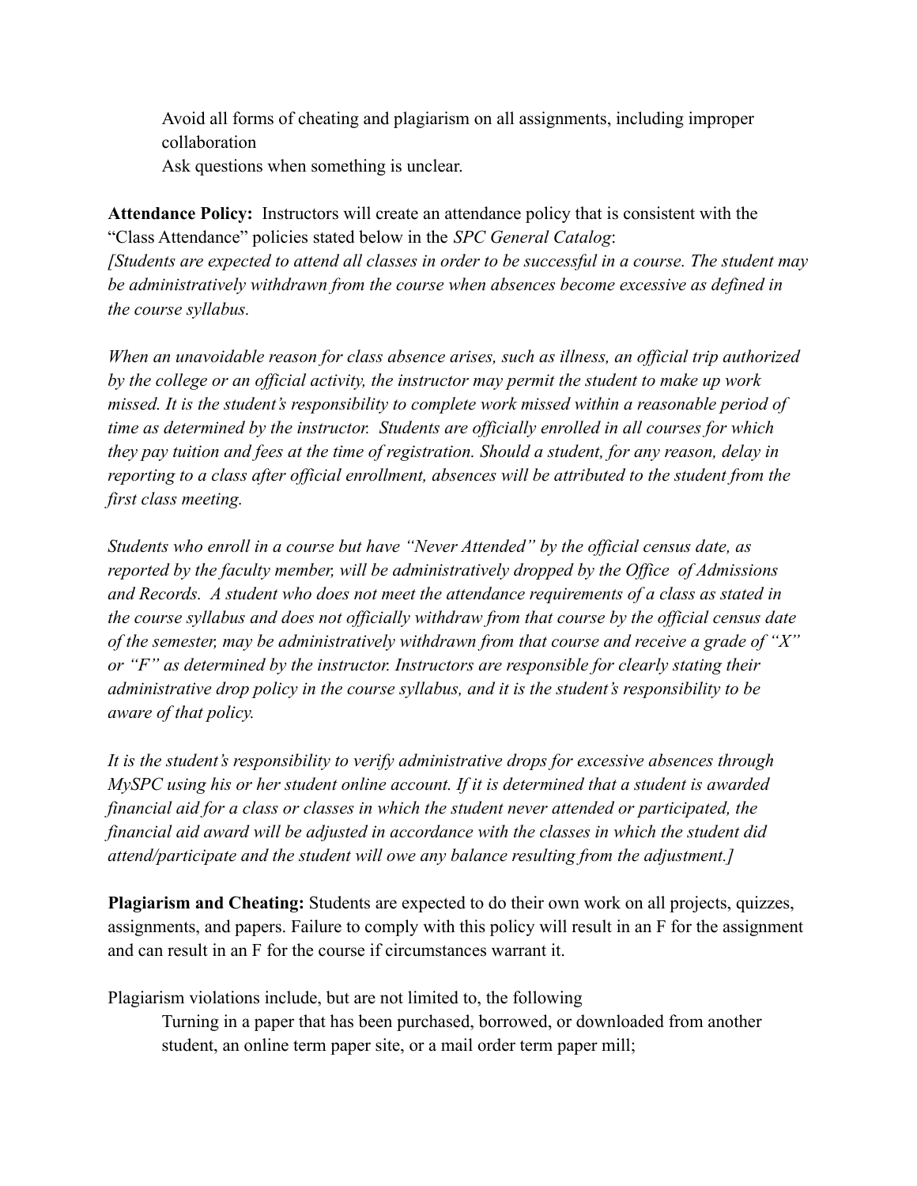Avoid all forms of cheating and plagiarism on all assignments, including improper collaboration

Ask questions when something is unclear.

**Attendance Policy:** Instructors will create an attendance policy that is consistent with the "Class Attendance" policies stated below in the *SPC General Catalog*:

*[Students are expected to attend all classes in order to be successful in a course. The student may be administratively withdrawn from the course when absences become excessive as defined in the course syllabus.*

*When an unavoidable reason for class absence arises, such as illness, an official trip authorized by the college or an official activity, the instructor may permit the student to make up work missed. It is the student's responsibility to complete work missed within a reasonable period of time as determined by the instructor. Students are officially enrolled in all courses for which they pay tuition and fees at the time of registration. Should a student, for any reason, delay in reporting to a class after official enrollment, absences will be attributed to the student from the first class meeting.*

*Students who enroll in a course but have "Never Attended" by the official census date, as reported by the faculty member, will be administratively dropped by the Office of Admissions and Records. A student who does not meet the attendance requirements of a class as stated in the course syllabus and does not officially withdraw from that course by the official census date of the semester, may be administratively withdrawn from that course and receive a grade of "X" or "F" as determined by the instructor. Instructors are responsible for clearly stating their administrative drop policy in the course syllabus, and it is the student's responsibility to be aware of that policy.*

*It is the student's responsibility to verify administrative drops for excessive absences through MySPC using his or her student online account. If it is determined that a student is awarded financial aid for a class or classes in which the student never attended or participated, the financial aid award will be adjusted in accordance with the classes in which the student did attend/participate and the student will owe any balance resulting from the adjustment.]*

**Plagiarism and Cheating:** Students are expected to do their own work on all projects, quizzes, assignments, and papers. Failure to comply with this policy will result in an F for the assignment and can result in an F for the course if circumstances warrant it.

Plagiarism violations include, but are not limited to, the following

Turning in a paper that has been purchased, borrowed, or downloaded from another student, an online term paper site, or a mail order term paper mill;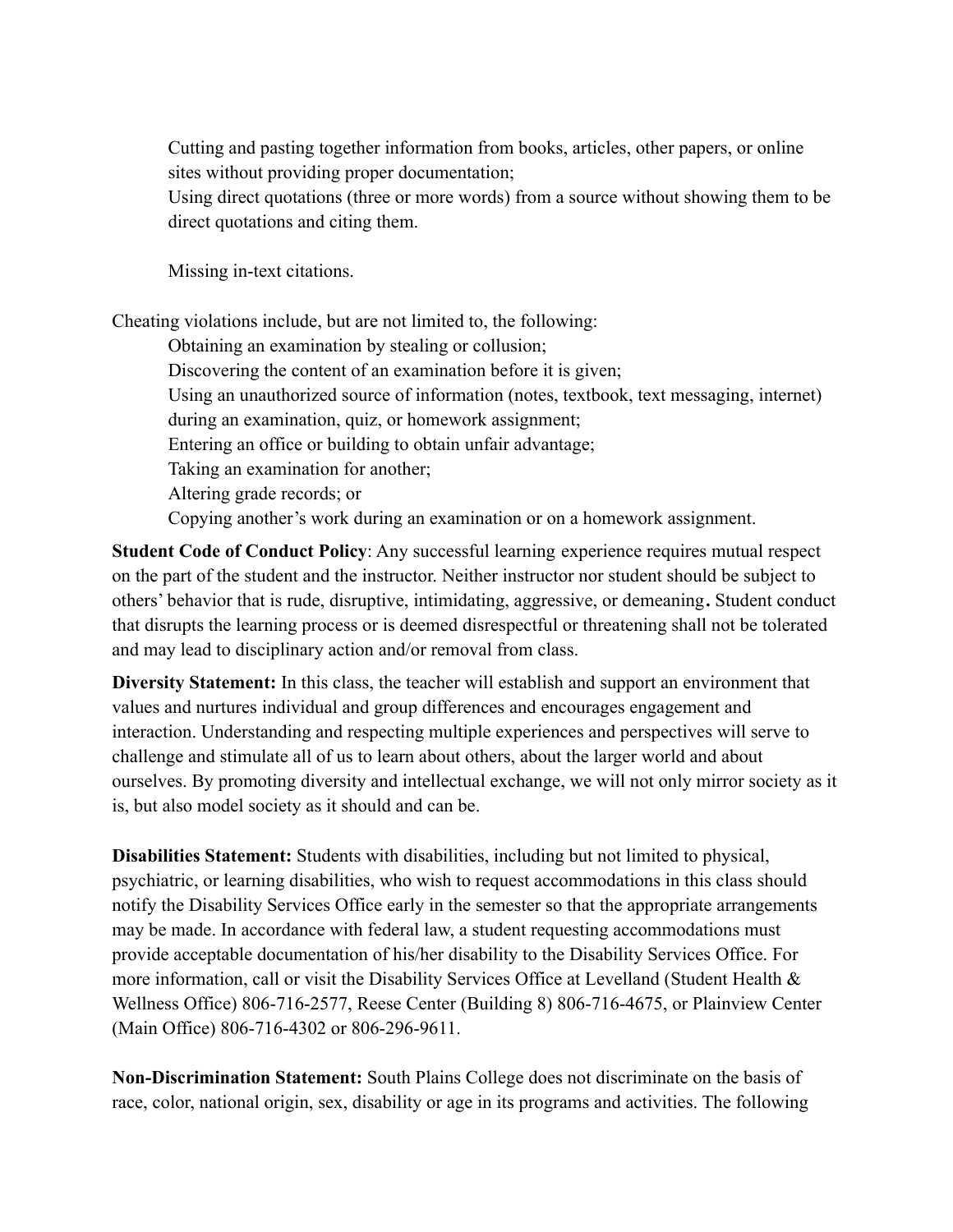Cutting and pasting together information from books, articles, other papers, or online sites without providing proper documentation;
Using direct quotations (three or more words) from a source without showing them to be direct quotations and citing them.

Missing in-text citations.

Cheating violations include, but are not limited to, the following:

Obtaining an examination by stealing or collusion;
Discovering the content of an examination before it is given;
Using an unauthorized source of information (notes, textbook, text messaging, internet) during an examination, quiz, or homework assignment;
Entering an office or building to obtain unfair advantage;
Taking an examination for another;
Altering grade records; or
Copying another's work during an examination or on a homework assignment.

**Student Code of Conduct Policy**: Any successful learning experience requires mutual respect on the part of the student and the instructor. Neither instructor nor student should be subject to others' behavior that is rude, disruptive, intimidating, aggressive, or demeaning**.** Student conduct that disrupts the learning process or is deemed disrespectful or threatening shall not be tolerated and may lead to disciplinary action and/or removal from class.

**Diversity Statement:** In this class, the teacher will establish and support an environment that values and nurtures individual and group differences and encourages engagement and interaction. Understanding and respecting multiple experiences and perspectives will serve to challenge and stimulate all of us to learn about others, about the larger world and about ourselves. By promoting diversity and intellectual exchange, we will not only mirror society as it is, but also model society as it should and can be.

**Disabilities Statement:** Students with disabilities, including but not limited to physical, psychiatric, or learning disabilities, who wish to request accommodations in this class should notify the Disability Services Office early in the semester so that the appropriate arrangements may be made. In accordance with federal law, a student requesting accommodations must provide acceptable documentation of his/her disability to the Disability Services Office. For more information, call or visit the Disability Services Office at Levelland (Student Health & Wellness Office) 806-716-2577, Reese Center (Building 8) 806-716-4675, or Plainview Center (Main Office) 806-716-4302 or 806-296-9611.

**Non-Discrimination Statement:** South Plains College does not discriminate on the basis of race, color, national origin, sex, disability or age in its programs and activities. The following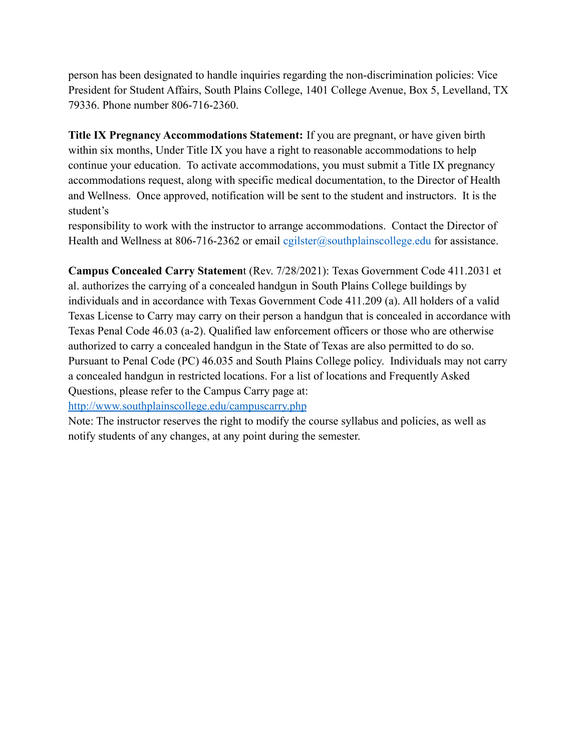person has been designated to handle inquiries regarding the non-discrimination policies: Vice President for Student Affairs, South Plains College, 1401 College Avenue, Box 5, Levelland, TX 79336. Phone number 806-716-2360.

**Title IX Pregnancy Accommodations Statement:** If you are pregnant, or have given birth within six months, Under Title IX you have a right to reasonable accommodations to help continue your education. To activate accommodations, you must submit a Title IX pregnancy accommodations request, along with specific medical documentation, to the Director of Health and Wellness. Once approved, notification will be sent to the student and instructors. It is the student's responsibility to work with the instructor to arrange accommodations. Contact the Director of Health and Wellness at 806-716-2362 or email cgilster@southplainscollege.edu for assistance.

**Campus Concealed Carry Statemen**t (Rev. 7/28/2021): Texas Government Code 411.2031 et al. authorizes the carrying of a concealed handgun in South Plains College buildings by individuals and in accordance with Texas Government Code 411.209 (a). All holders of a valid Texas License to Carry may carry on their person a handgun that is concealed in accordance with Texas Penal Code 46.03 (a-2). Qualified law enforcement officers or those who are otherwise authorized to carry a concealed handgun in the State of Texas are also permitted to do so. Pursuant to Penal Code (PC) 46.035 and South Plains College policy. Individuals may not carry a concealed handgun in restricted locations. For a list of locations and Frequently Asked Questions, please refer to the Campus Carry page at:
http://www.southplainscollege.edu/campuscarry.php
Note: The instructor reserves the right to modify the course syllabus and policies, as well as notify students of any changes, at any point during the semester.